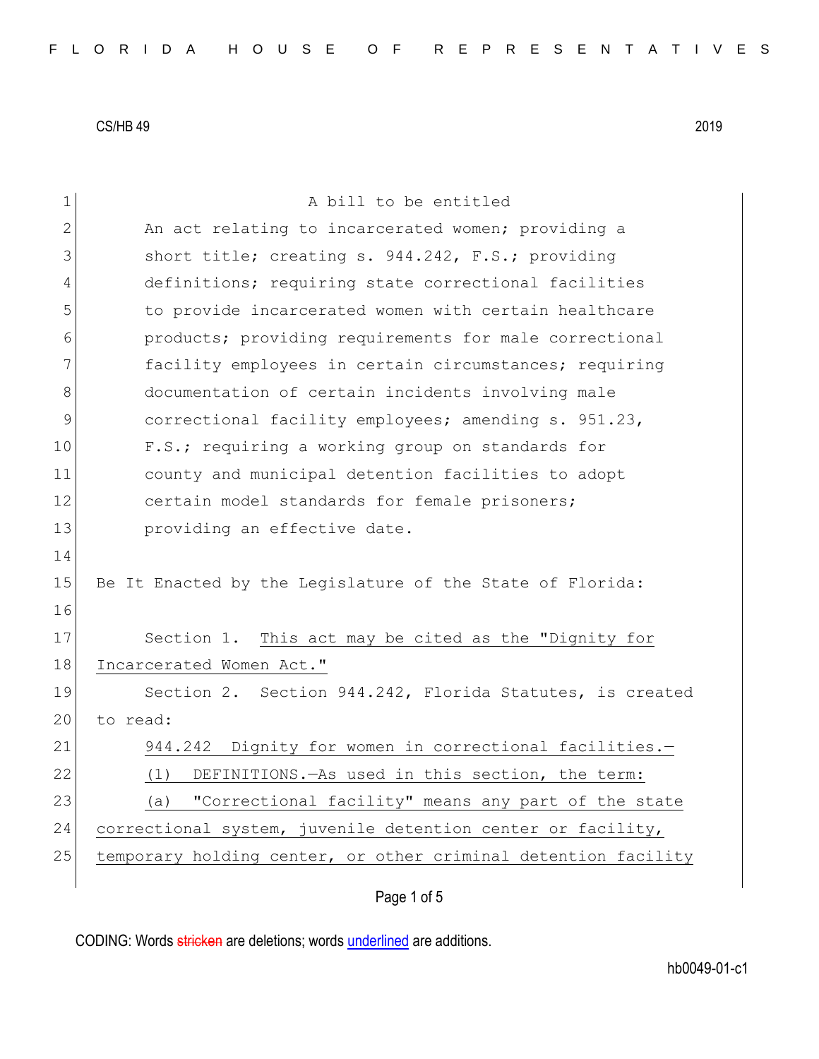CS/HB 49 2019

A bill to be entitled

An act relating to incarcerated women; providing a short title; creating s. 944.242, F.S.; providing definitions; requiring state correctional facilities to provide incarcerated women with certain healthcare products; providing requirements for male correctional facility employees in certain circumstances; requiring documentation of certain incidents involving male correctional facility employees; amending s. 951.23, F.S.; requiring a working group on standards for county and municipal detention facilities to adopt certain model standards for female prisoners; providing an effective date.

Be It Enacted by the Legislature of the State of Florida:

Section 1. <u>This act may be cited as the "Dignity for Incarcerated Women Act."</u>

Section 2. Section 944.242, Florida Statutes, is created to read:

<u>944.242 Dignity for women in correctional facilities.—</u>

<u>(1) DEFINITIONS.—As used in this section, the term:</u>

<u>(a) "Correctional facility" means any part of the state correctional system, juvenile detention center or facility, temporary holding center, or other criminal detention facility</u>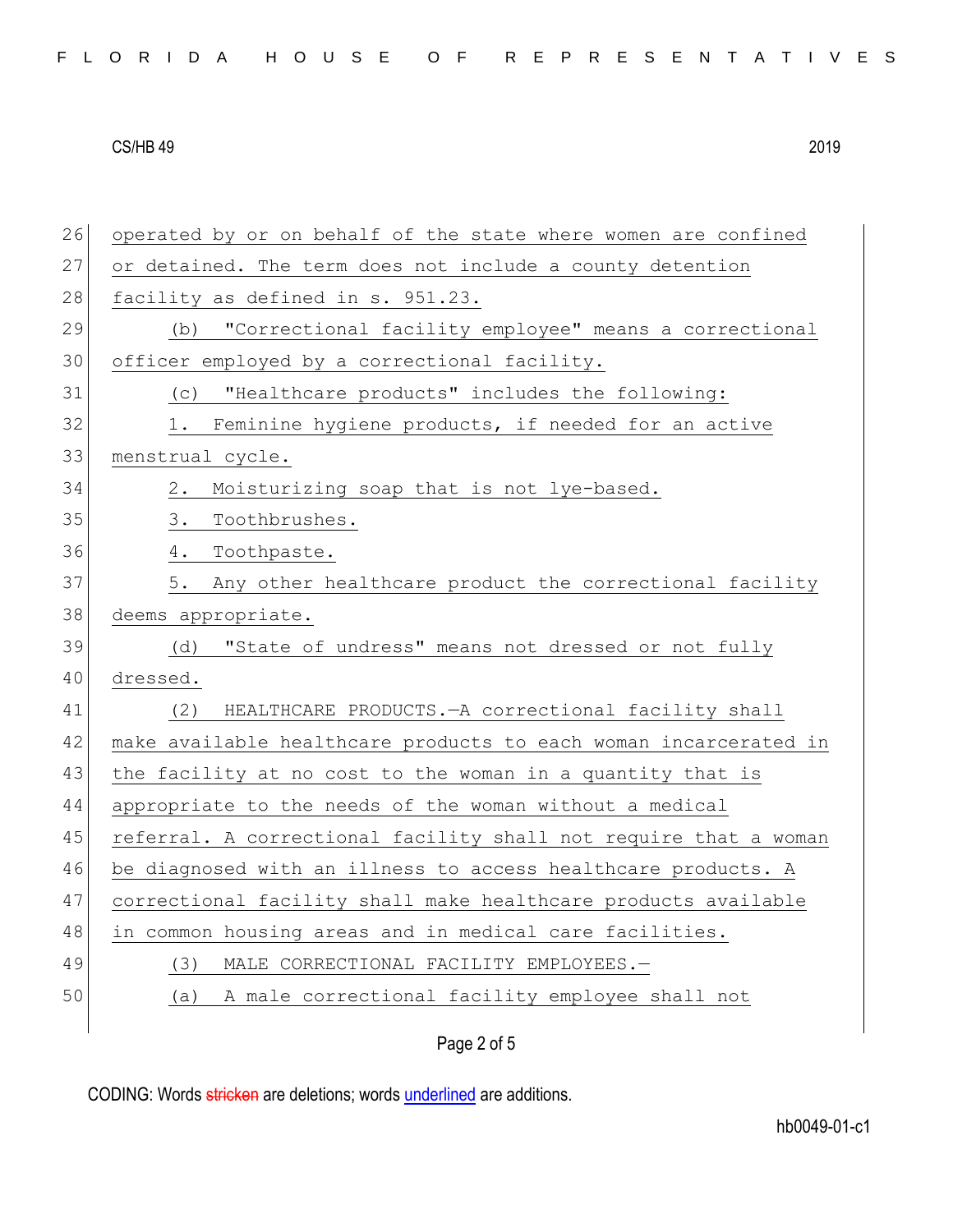operated by or on behalf of the state where women are confined or detained. The term does not include a county detention facility as defined in s. 951.23.

(b) "Correctional facility employee" means a correctional officer employed by a correctional facility.

(c) "Healthcare products" includes the following:

1. Feminine hygiene products, if needed for an active menstrual cycle.

2. Moisturizing soap that is not lye-based.

3. Toothbrushes.

4. Toothpaste.

5. Any other healthcare product the correctional facility deems appropriate.

(d) "State of undress" means not dressed or not fully dressed.

(2) HEALTHCARE PRODUCTS.—A correctional facility shall make available healthcare products to each woman incarcerated in the facility at no cost to the woman in a quantity that is appropriate to the needs of the woman without a medical referral. A correctional facility shall not require that a woman be diagnosed with an illness to access healthcare products. A correctional facility shall make healthcare products available in common housing areas and in medical care facilities.

(3) MALE CORRECTIONAL FACILITY EMPLOYEES.—

(a) A male correctional facility employee shall not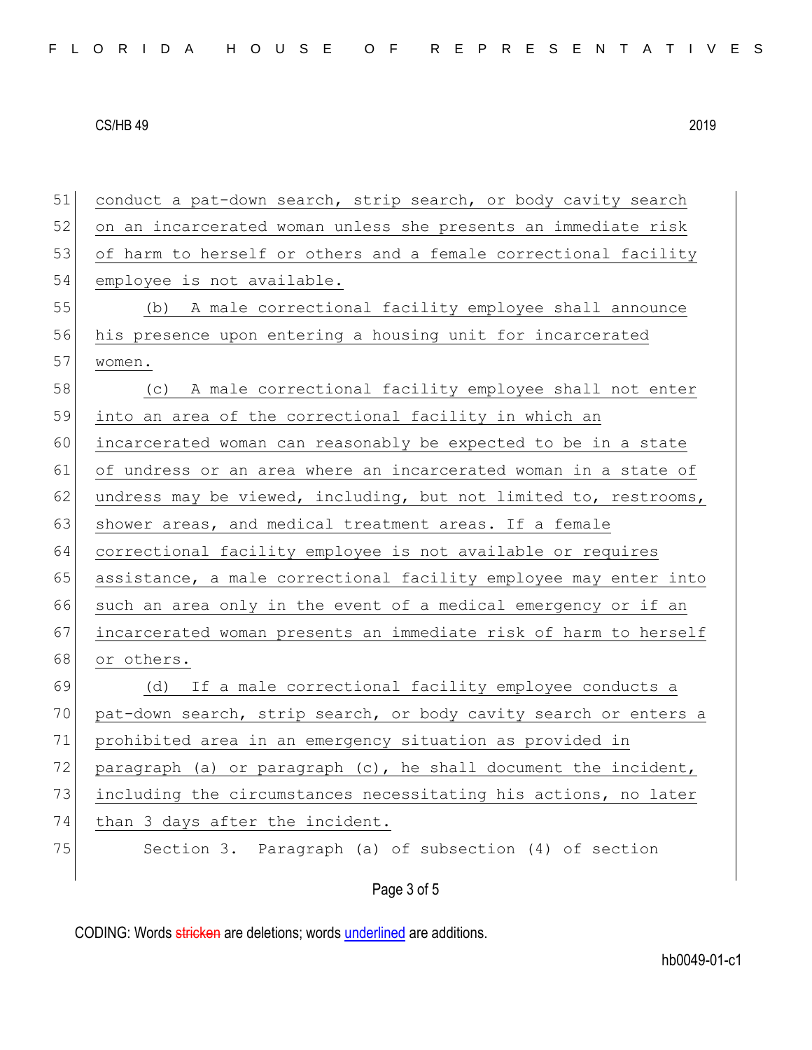conduct a pat-down search, strip search, or body cavity search on an incarcerated woman unless she presents an immediate risk of harm to herself or others and a female correctional facility employee is not available.

(b) A male correctional facility employee shall announce his presence upon entering a housing unit for incarcerated women.

(c) A male correctional facility employee shall not enter into an area of the correctional facility in which an incarcerated woman can reasonably be expected to be in a state of undress or an area where an incarcerated woman in a state of undress may be viewed, including, but not limited to, restrooms, shower areas, and medical treatment areas. If a female correctional facility employee is not available or requires assistance, a male correctional facility employee may enter into such an area only in the event of a medical emergency or if an incarcerated woman presents an immediate risk of harm to herself or others.

(d) If a male correctional facility employee conducts a pat-down search, strip search, or body cavity search or enters a prohibited area in an emergency situation as provided in paragraph (a) or paragraph (c), he shall document the incident, including the circumstances necessitating his actions, no later than 3 days after the incident.

Section 3. Paragraph (a) of subsection (4) of section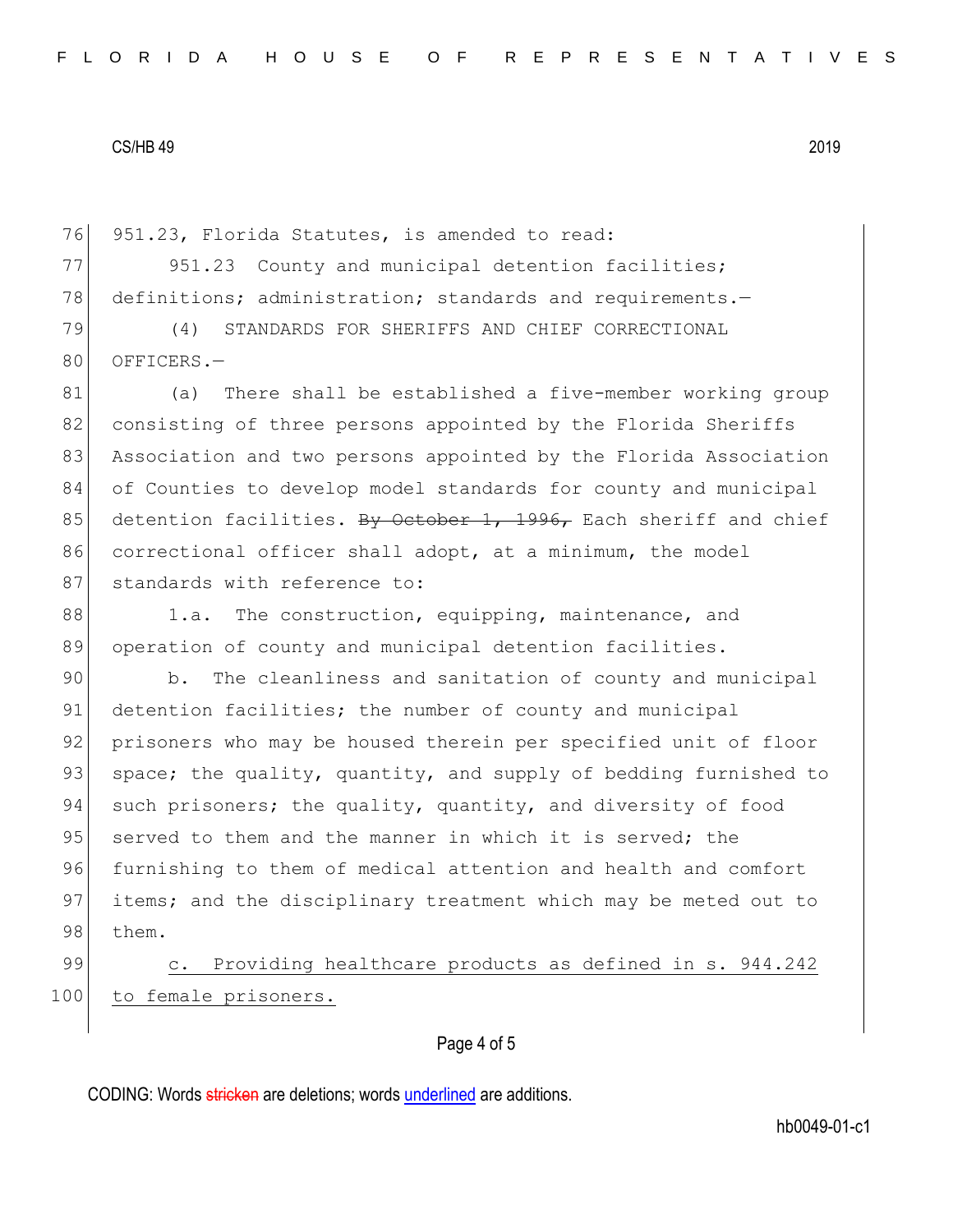951.23, Florida Statutes, is amended to read:

951.23 County and municipal detention facilities; definitions; administration; standards and requirements.—

(4) STANDARDS FOR SHERIFFS AND CHIEF CORRECTIONAL OFFICERS.—

(a) There shall be established a five-member working group consisting of three persons appointed by the Florida Sheriffs Association and two persons appointed by the Florida Association of Counties to develop model standards for county and municipal detention facilities. ~~By October 1, 1996,~~ Each sheriff and chief correctional officer shall adopt, at a minimum, the model standards with reference to:

1.a. The construction, equipping, maintenance, and operation of county and municipal detention facilities.

b. The cleanliness and sanitation of county and municipal detention facilities; the number of county and municipal prisoners who may be housed therein per specified unit of floor space; the quality, quantity, and supply of bedding furnished to such prisoners; the quality, quantity, and diversity of food served to them and the manner in which it is served; the furnishing to them of medical attention and health and comfort items; and the disciplinary treatment which may be meted out to them.

<u>c. Providing healthcare products as defined in s. 944.242 to female prisoners.</u>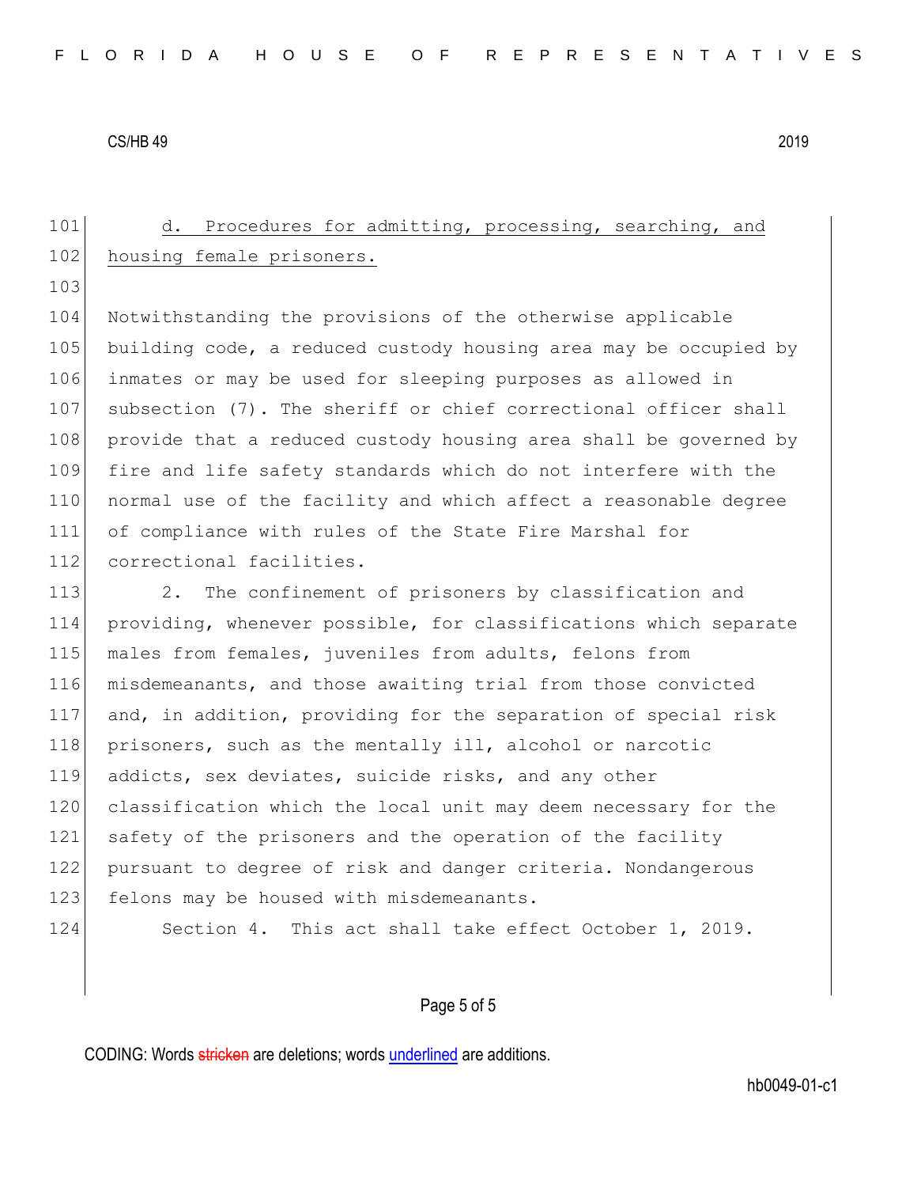d. Procedures for admitting, processing, searching, and housing female prisoners.

Notwithstanding the provisions of the otherwise applicable building code, a reduced custody housing area may be occupied by inmates or may be used for sleeping purposes as allowed in subsection (7). The sheriff or chief correctional officer shall provide that a reduced custody housing area shall be governed by fire and life safety standards which do not interfere with the normal use of the facility and which affect a reasonable degree of compliance with rules of the State Fire Marshal for correctional facilities.

2. The confinement of prisoners by classification and providing, whenever possible, for classifications which separate males from females, juveniles from adults, felons from misdemeanants, and those awaiting trial from those convicted and, in addition, providing for the separation of special risk prisoners, such as the mentally ill, alcohol or narcotic addicts, sex deviates, suicide risks, and any other classification which the local unit may deem necessary for the safety of the prisoners and the operation of the facility pursuant to degree of risk and danger criteria. Nondangerous felons may be housed with misdemeanants.

Section 4. This act shall take effect October 1, 2019.